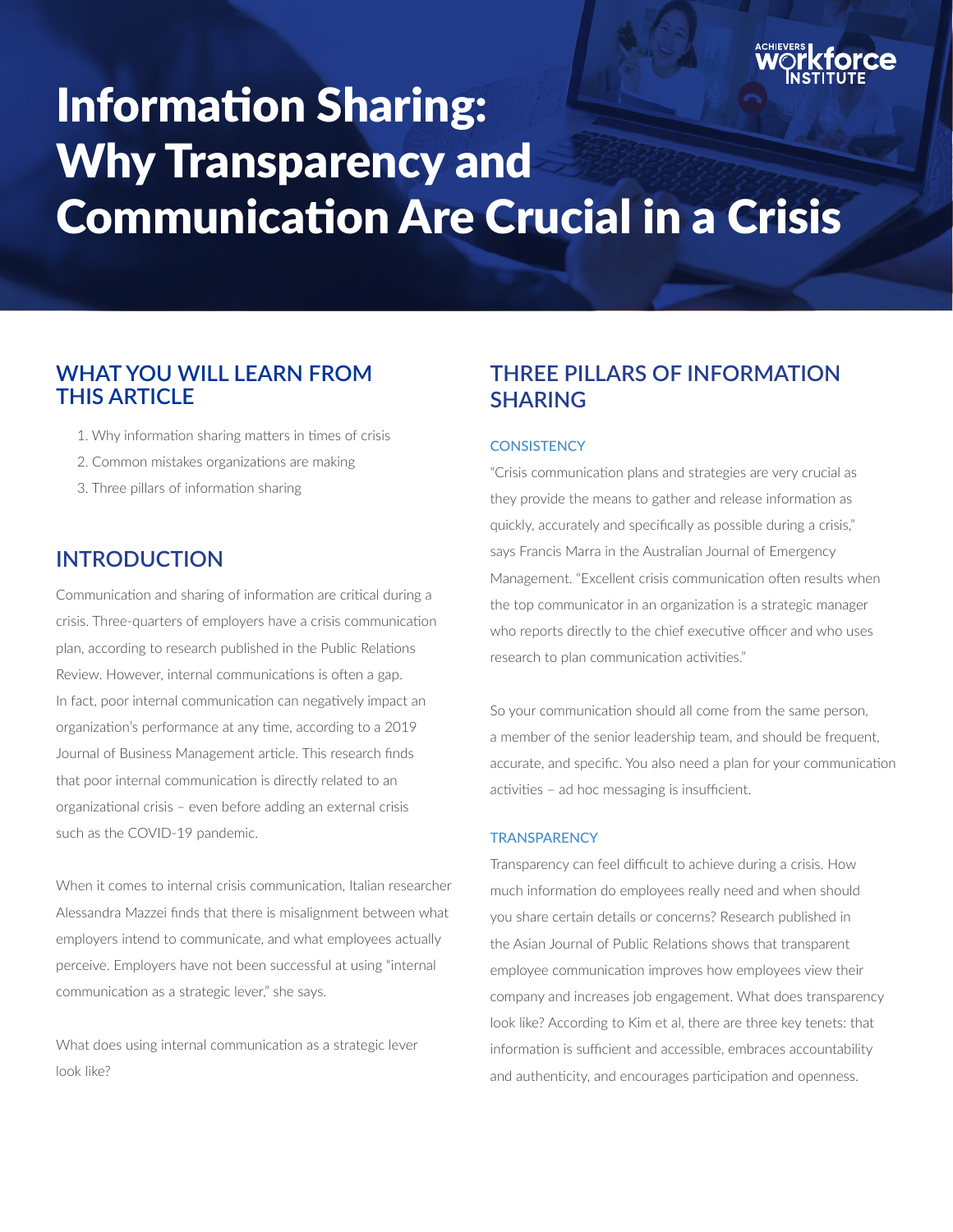# Information Sharing: Why Transparency and Communication Are Crucial in a Crisis

## WHAT YOU WILL LEARN FROM THIS ARTICLE

1. Why information sharing matters in times of crisis
2. Common mistakes organizations are making
3. Three pillars of information sharing

## INTRODUCTION

Communication and sharing of information are critical during a crisis. Three-quarters of employers have a crisis communication plan, according to research published in the Public Relations Review. However, internal communications is often a gap. In fact, poor internal communication can negatively impact an organization's performance at any time, according to a 2019 Journal of Business Management article. This research finds that poor internal communication is directly related to an organizational crisis – even before adding an external crisis such as the COVID-19 pandemic.

When it comes to internal crisis communication, Italian researcher Alessandra Mazzei finds that there is misalignment between what employers intend to communicate, and what employees actually perceive. Employers have not been successful at using "internal communication as a strategic lever," she says.

What does using internal communication as a strategic lever look like?

## THREE PILLARS OF INFORMATION SHARING

### CONSISTENCY

"Crisis communication plans and strategies are very crucial as they provide the means to gather and release information as quickly, accurately and specifically as possible during a crisis," says Francis Marra in the Australian Journal of Emergency Management. "Excellent crisis communication often results when the top communicator in an organization is a strategic manager who reports directly to the chief executive officer and who uses research to plan communication activities."

So your communication should all come from the same person, a member of the senior leadership team, and should be frequent, accurate, and specific. You also need a plan for your communication activities – ad hoc messaging is insufficient.

### TRANSPARENCY

Transparency can feel difficult to achieve during a crisis. How much information do employees really need and when should you share certain details or concerns? Research published in the Asian Journal of Public Relations shows that transparent employee communication improves how employees view their company and increases job engagement. What does transparency look like? According to Kim et al, there are three key tenets: that information is sufficient and accessible, embraces accountability and authenticity, and encourages participation and openness.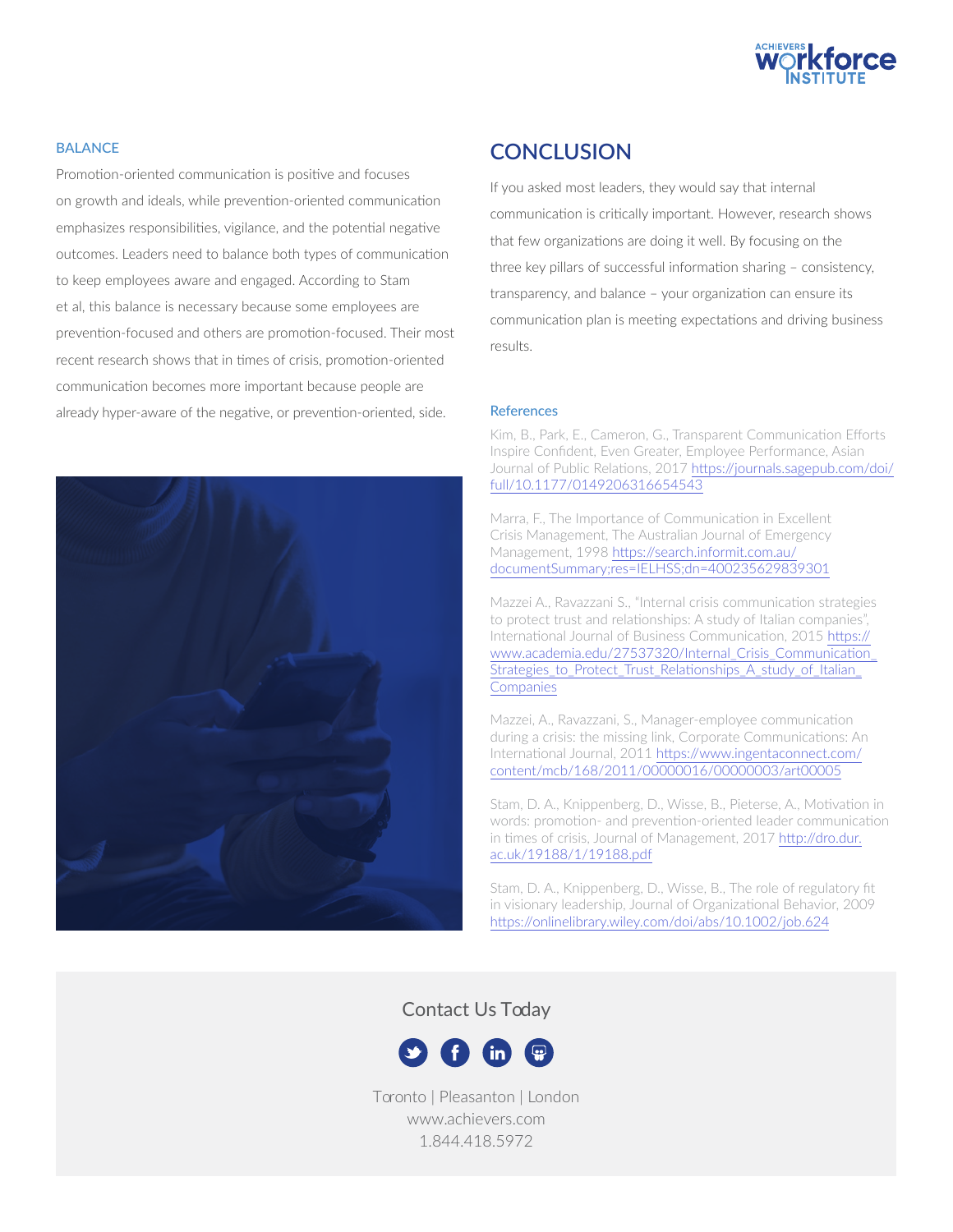### BALANCE

Promotion-oriented communication is positive and focuses on growth and ideals, while prevention-oriented communication emphasizes responsibilities, vigilance, and the potential negative outcomes. Leaders need to balance both types of communication to keep employees aware and engaged. According to Stam et al, this balance is necessary because some employees are prevention-focused and others are promotion-focused. Their most recent research shows that in times of crisis, promotion-oriented communication becomes more important because people are already hyper-aware of the negative, or prevention-oriented, side.

## CONCLUSION

If you asked most leaders, they would say that internal communication is critically important. However, research shows that few organizations are doing it well. By focusing on the three key pillars of successful information sharing – consistency, transparency, and balance – your organization can ensure its communication plan is meeting expectations and driving business results.

### References

Kim, B., Park, E., Cameron, G., Transparent Communication Efforts Inspire Confident, Even Greater, Employee Performance, Asian Journal of Public Relations, 2017 https://journals.sagepub.com/doi/full/10.1177/0149206316654543

Marra, F., The Importance of Communication in Excellent Crisis Management, The Australian Journal of Emergency Management, 1998 https://search.informit.com.au/documentSummary;res=IELHSS;dn=400235629839301

Mazzei A., Ravazzani S., "Internal crisis communication strategies to protect trust and relationships: A study of Italian companies", International Journal of Business Communication, 2015 https://www.academia.edu/27537320/Internal_Crisis_Communication_Strategies_to_Protect_Trust_Relationships_A_study_of_Italian_Companies

Mazzei, A., Ravazzani, S., Manager-employee communication during a crisis: the missing link, Corporate Communications: An International Journal, 2011 https://www.ingentaconnect.com/content/mcb/168/2011/00000016/00000003/art00005

Stam, D. A., Knippenberg, D., Wisse, B., Pieterse, A., Motivation in words: promotion- and prevention-oriented leader communication in times of crisis, Journal of Management, 2017 http://dro.dur.ac.uk/19188/1/19188.pdf

Stam, D. A., Knippenberg, D., Wisse, B., The role of regulatory fit in visionary leadership, Journal of Organizational Behavior, 2009 https://onlinelibrary.wiley.com/doi/abs/10.1002/job.624

Contact Us Today

Toronto | Pleasanton | London
www.achievers.com
1.844.418.5972